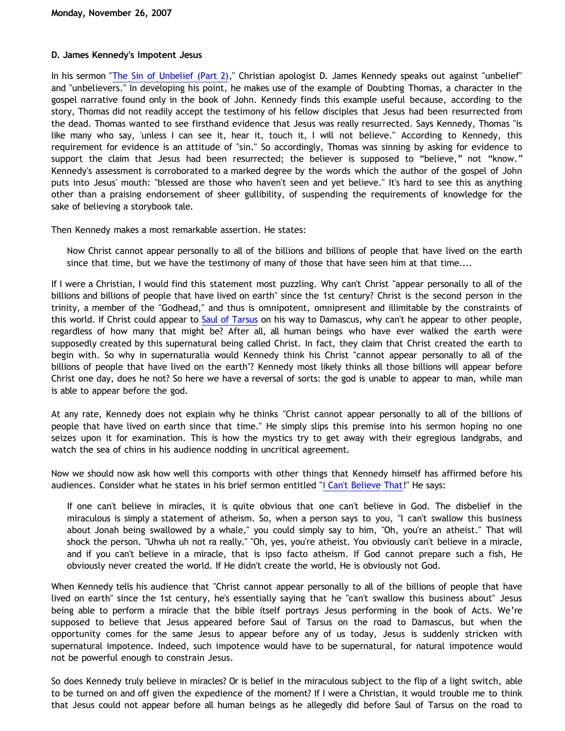**Monday, November 26, 2007**

**D. James Kennedy's Impotent Jesus**

In his sermon "The Sin of Unbelief (Part 2)," Christian apologist D. James Kennedy speaks out against "unbelief" and "unbelievers." In developing his point, he makes use of the example of Doubting Thomas, a character in the gospel narrative found only in the book of John. Kennedy finds this example useful because, according to the story, Thomas did not readily accept the testimony of his fellow disciples that Jesus had been resurrected from the dead. Thomas wanted to see firsthand evidence that Jesus was really resurrected. Says Kennedy, Thomas "is like many who say, 'unless I can see it, hear it, touch it, I will not believe." According to Kennedy, this requirement for evidence is an attitude of "sin." So accordingly, Thomas was sinning by asking for evidence to support the claim that Jesus had been resurrected; the believer is supposed to "believe," not "know." Kennedy's assessment is corroborated to a marked degree by the words which the author of the gospel of John puts into Jesus' mouth: "blessed are those who haven't seen and yet believe." It's hard to see this as anything other than a praising endorsement of sheer gullibility, of suspending the requirements of knowledge for the sake of believing a storybook tale.

Then Kennedy makes a most remarkable assertion. He states:

> Now Christ cannot appear personally to all of the billions and billions of people that have lived on the earth since that time, but we have the testimony of many of those that have seen him at that time....

If I were a Christian, I would find this statement most puzzling. Why can't Christ "appear personally to all of the billions and billions of people that have lived on earth" since the 1st century? Christ is the second person in the trinity, a member of the "Godhead," and thus is omnipotent, omnipresent and illimitable by the constraints of this world. If Christ could appear to Saul of Tarsus on his way to Damascus, why can't he appear to other people, regardless of how many that might be? After all, all human beings who have ever walked the earth were supposedly created by this supernatural being called Christ. In fact, they claim that Christ created the earth to begin with. So why in supernaturalia would Kennedy think his Christ "cannot appear personally to all of the billions of people that have lived on the earth"? Kennedy most likely thinks all those billions will appear before Christ one day, does he not? So here we have a reversal of sorts: the god is unable to appear to man, while man is able to appear before the god.

At any rate, Kennedy does not explain why he thinks "Christ cannot appear personally to all of the billions of people that have lived on earth since that time." He simply slips this premise into his sermon hoping no one seizes upon it for examination. This is how the mystics try to get away with their egregious landgrabs, and watch the sea of chins in his audience nodding in uncritical agreement.

Now we should now ask how well this comports with other things that Kennedy himself has affirmed before his audiences. Consider what he states in his brief sermon entitled "I Can't Believe That!" He says:

> If one can't believe in miracles, it is quite obvious that one can't believe in God. The disbelief in the miraculous is simply a statement of atheism. So, when a person says to you, "I can't swallow this business about Jonah being swallowed by a whale," you could simply say to him, "Oh, you're an atheist." That will shock the person. "Uhwha uh not ra really." "Oh, yes, you're atheist. You obviously can't believe in a miracle, and if you can't believe in a miracle, that is ipso facto atheism. If God cannot prepare such a fish, He obviously never created the world. If He didn't create the world, He is obviously not God.

When Kennedy tells his audience that "Christ cannot appear personally to all of the billions of people that have lived on earth" since the 1st century, he's essentially saying that he "can't swallow this business about" Jesus being able to perform a miracle that the bible itself portrays Jesus performing in the book of Acts. We're supposed to believe that Jesus appeared before Saul of Tarsus on the road to Damascus, but when the opportunity comes for the same Jesus to appear before any of us today, Jesus is suddenly stricken with supernatural impotence. Indeed, such impotence would have to be supernatural, for natural impotence would not be powerful enough to constrain Jesus.

So does Kennedy truly believe in miracles? Or is belief in the miraculous subject to the flip of a light switch, able to be turned on and off given the expedience of the moment? If I were a Christian, it would trouble me to think that Jesus could not appear before all human beings as he allegedly did before Saul of Tarsus on the road to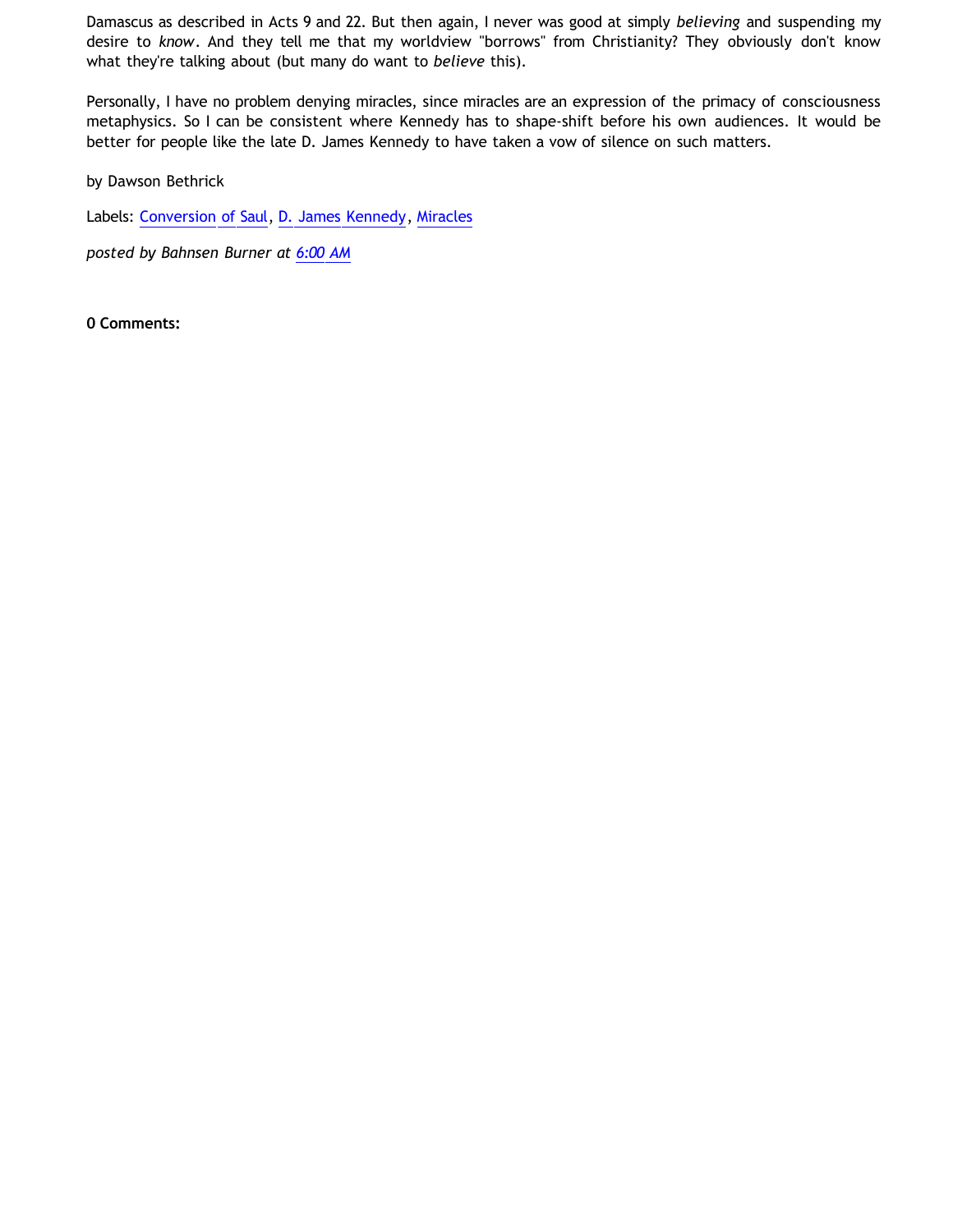Damascus as described in Acts 9 and 22. But then again, I never was good at simply *believing* and suspending my desire to *know*. And they tell me that my worldview "borrows" from Christianity? They obviously don't know what they're talking about (but many do want to *believe* this).

Personally, I have no problem denying miracles, since miracles are an expression of the primacy of consciousness metaphysics. So I can be consistent where Kennedy has to shape-shift before his own audiences. It would be better for people like the late D. James Kennedy to have taken a vow of silence on such matters.

by Dawson Bethrick

Labels: Conversion of Saul, D. James Kennedy, Miracles

*posted by Bahnsen Burner at 6:00 AM*

**0 Comments:**